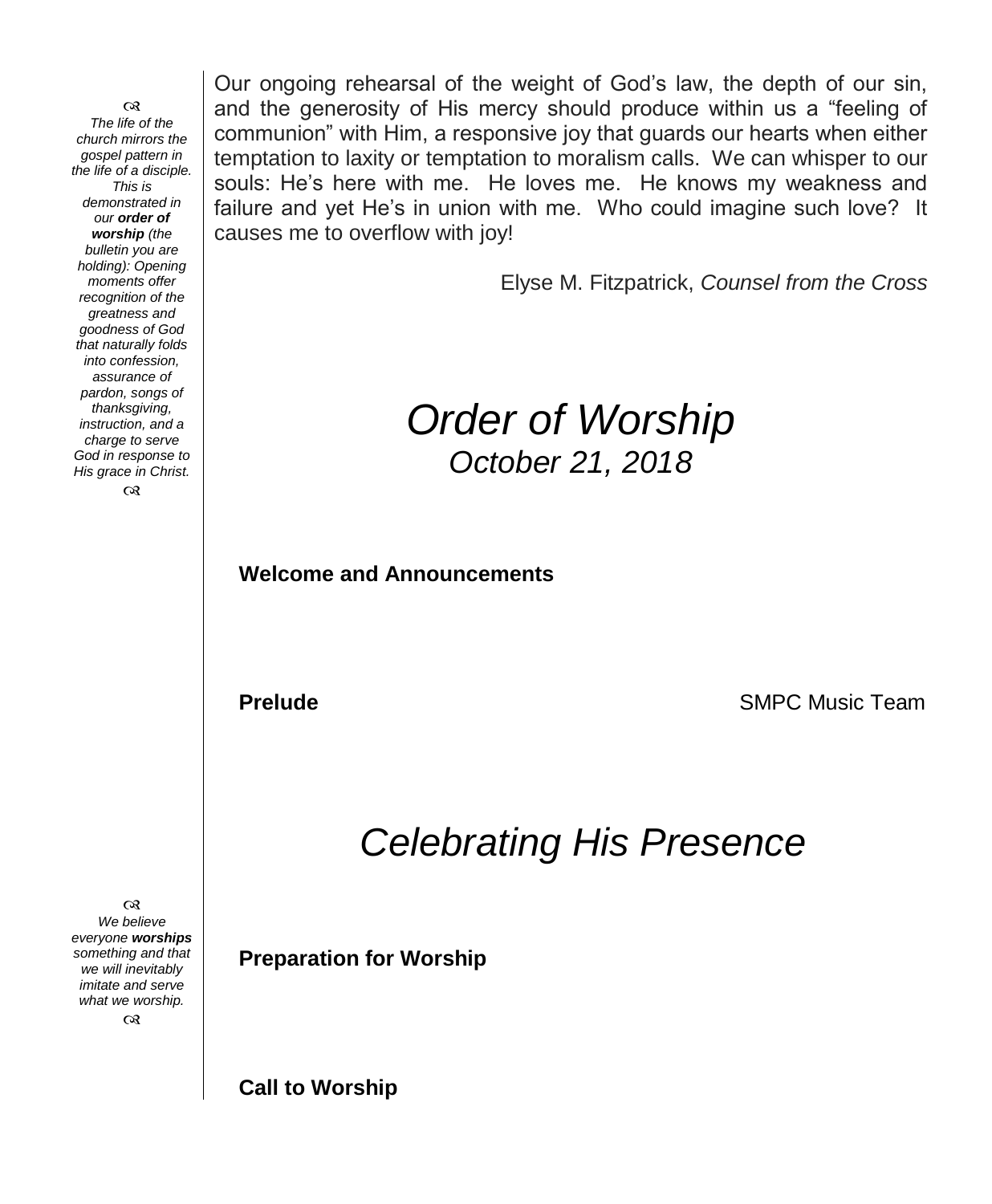Our ongoing rehearsal of the weight of God's law, the depth of our sin, and the generosity of His mercy should produce within us a "feeling of communion" with Him, a responsive joy that guards our hearts when either temptation to laxity or temptation to moralism calls. We can whisper to our souls: He's here with me. He loves me. He knows my weakness and failure and yet He's in union with me. Who could imagine such love? It causes me to overflow with joy!

Elyse M. Fitzpatrick, *Counsel from the Cross*

*The life of the church mirrors the gospel pattern in the life of a disciple. This is demonstrated in our **order of worship** (the bulletin you are holding): Opening moments offer recognition of the greatness and goodness of God that naturally folds into confession, assurance of pardon, songs of thanksgiving, instruction, and a charge to serve God in response to His grace in Christ.*

# *Order of Worship*

## *October 21, 2018*

**Welcome and Announcements**

**Prelude** SMPC Music Team

# *Celebrating His Presence*

*We believe everyone **worships** something and that we will inevitably imitate and serve what we worship.*

**Preparation for Worship**

**Call to Worship**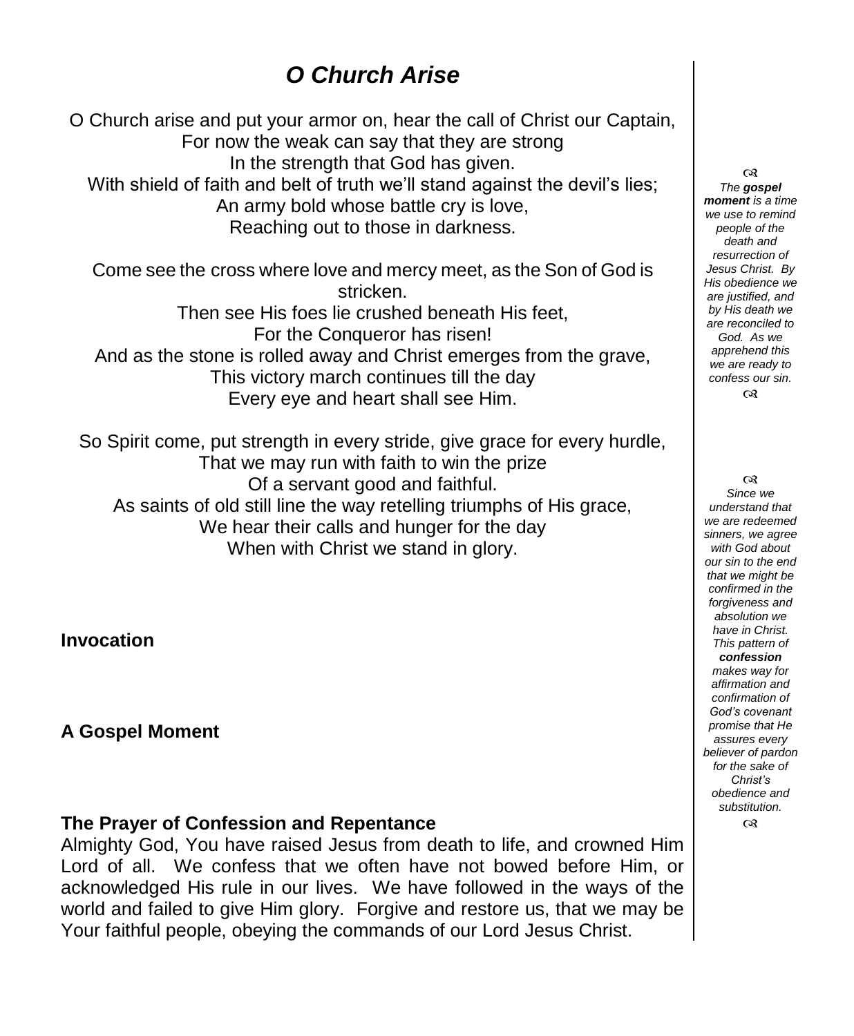# *O Church Arise*

O Church arise and put your armor on, hear the call of Christ our Captain,
For now the weak can say that they are strong
In the strength that God has given.
With shield of faith and belt of truth we'll stand against the devil's lies;
An army bold whose battle cry is love,
Reaching out to those in darkness.

Come see the cross where love and mercy meet, as the Son of God is stricken.
Then see His foes lie crushed beneath His feet,
For the Conqueror has risen!
And as the stone is rolled away and Christ emerges from the grave,
This victory march continues till the day
Every eye and heart shall see Him.

So Spirit come, put strength in every stride, give grace for every hurdle,
That we may run with faith to win the prize
Of a servant good and faithful.
As saints of old still line the way retelling triumphs of His grace,
We hear their calls and hunger for the day
When with Christ we stand in glory.

**Invocation**

**A Gospel Moment**

*The **gospel moment** is a time we use to remind people of the death and resurrection of Jesus Christ. By His obedience we are justified, and by His death we are reconciled to God. As we apprehend this we are ready to confess our sin.*

**The Prayer of Confession and Repentance**

*Since we understand that we are redeemed sinners, we agree with God about our sin to the end that we might be confirmed in the forgiveness and absolution we have in Christ. This pattern of **confession** makes way for affirmation and confirmation of God's covenant promise that He assures every believer of pardon for the sake of Christ's obedience and substitution.*

Almighty God, You have raised Jesus from death to life, and crowned Him Lord of all. We confess that we often have not bowed before Him, or acknowledged His rule in our lives. We have followed in the ways of the world and failed to give Him glory. Forgive and restore us, that we may be Your faithful people, obeying the commands of our Lord Jesus Christ.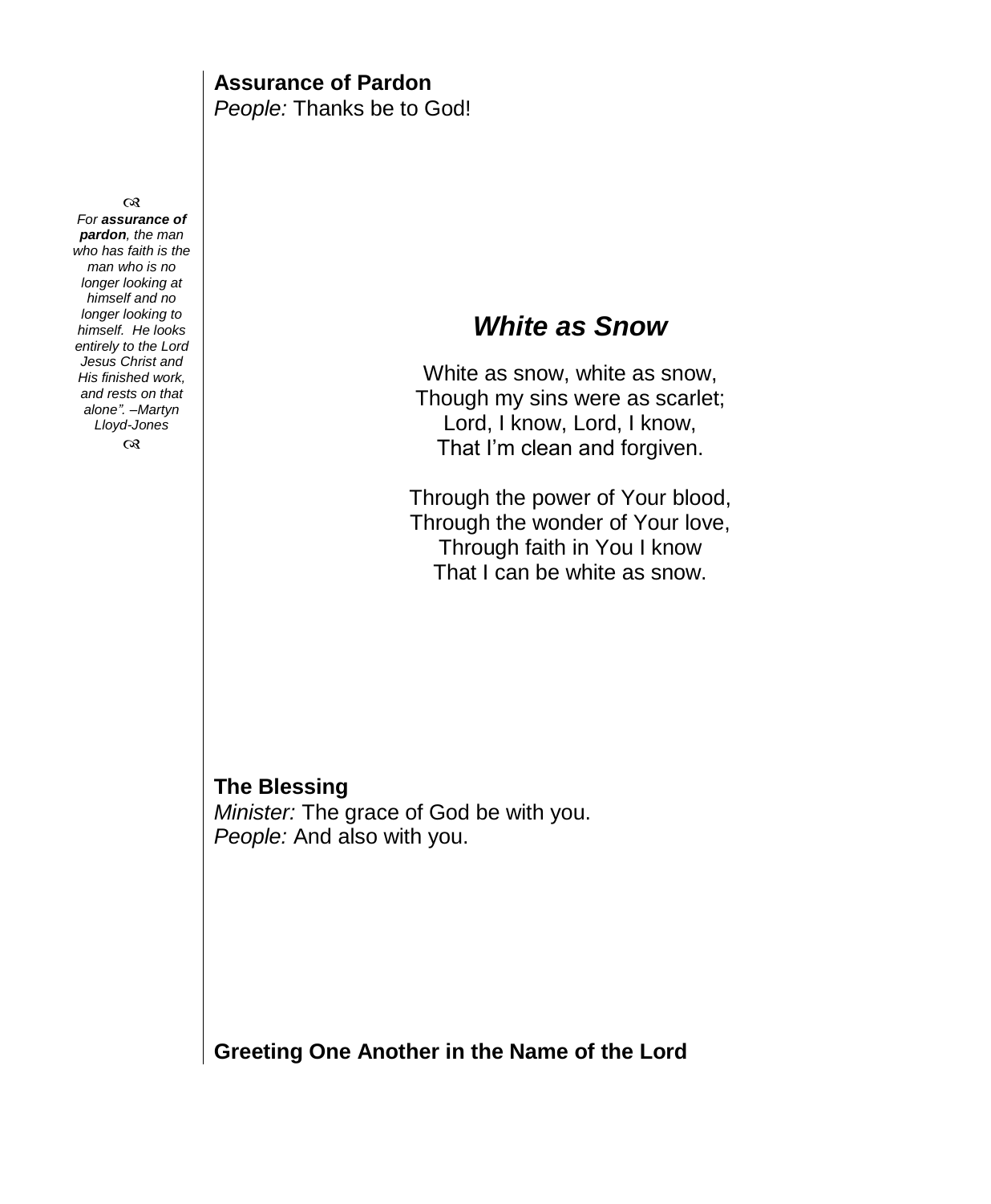**Assurance of Pardon**
*People:* Thanks be to God!

☙
*For **assurance of pardon**, the man who has faith is the man who is no longer looking at himself and no longer looking to himself. He looks entirely to the Lord Jesus Christ and His finished work, and rests on that alone". –Martyn Lloyd-Jones*
☙

## *White as Snow*

White as snow, white as snow,
Though my sins were as scarlet;
Lord, I know, Lord, I know,
That I'm clean and forgiven.

Through the power of Your blood,
Through the wonder of Your love,
Through faith in You I know
That I can be white as snow.

**The Blessing**
*Minister:* The grace of God be with you.
*People:* And also with you.

**Greeting One Another in the Name of the Lord**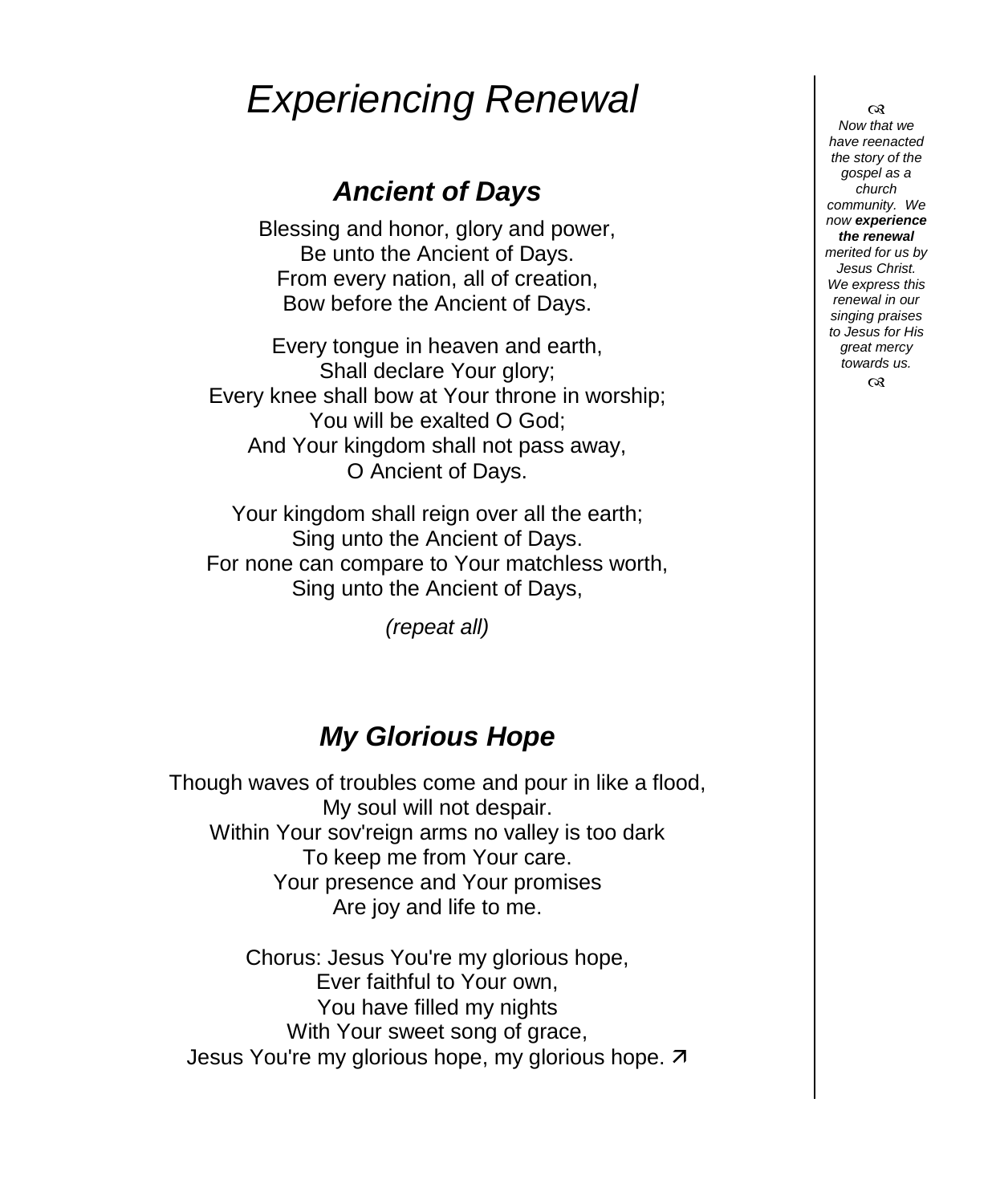# *Experiencing Renewal*

## ***Ancient of Days***

Blessing and honor, glory and power,
Be unto the Ancient of Days.
From every nation, all of creation,
Bow before the Ancient of Days.

Every tongue in heaven and earth,
Shall declare Your glory;
Every knee shall bow at Your throne in worship;
You will be exalted O God;
And Your kingdom shall not pass away,
O Ancient of Days.

Your kingdom shall reign over all the earth;
Sing unto the Ancient of Days.
For none can compare to Your matchless worth,
Sing unto the Ancient of Days,

*(repeat all)*

## ***My Glorious Hope***

Though waves of troubles come and pour in like a flood,
My soul will not despair.
Within Your sov'reign arms no valley is too dark
To keep me from Your care.
Your presence and Your promises
Are joy and life to me.

Chorus: Jesus You're my glorious hope,
Ever faithful to Your own,
You have filled my nights
With Your sweet song of grace,
Jesus You're my glorious hope, my glorious hope. ↗

*Now that we have reenacted the story of the gospel as a church community. We now* ***experience the renewal*** *merited for us by Jesus Christ. We express this renewal in our singing praises to Jesus for His great mercy towards us.*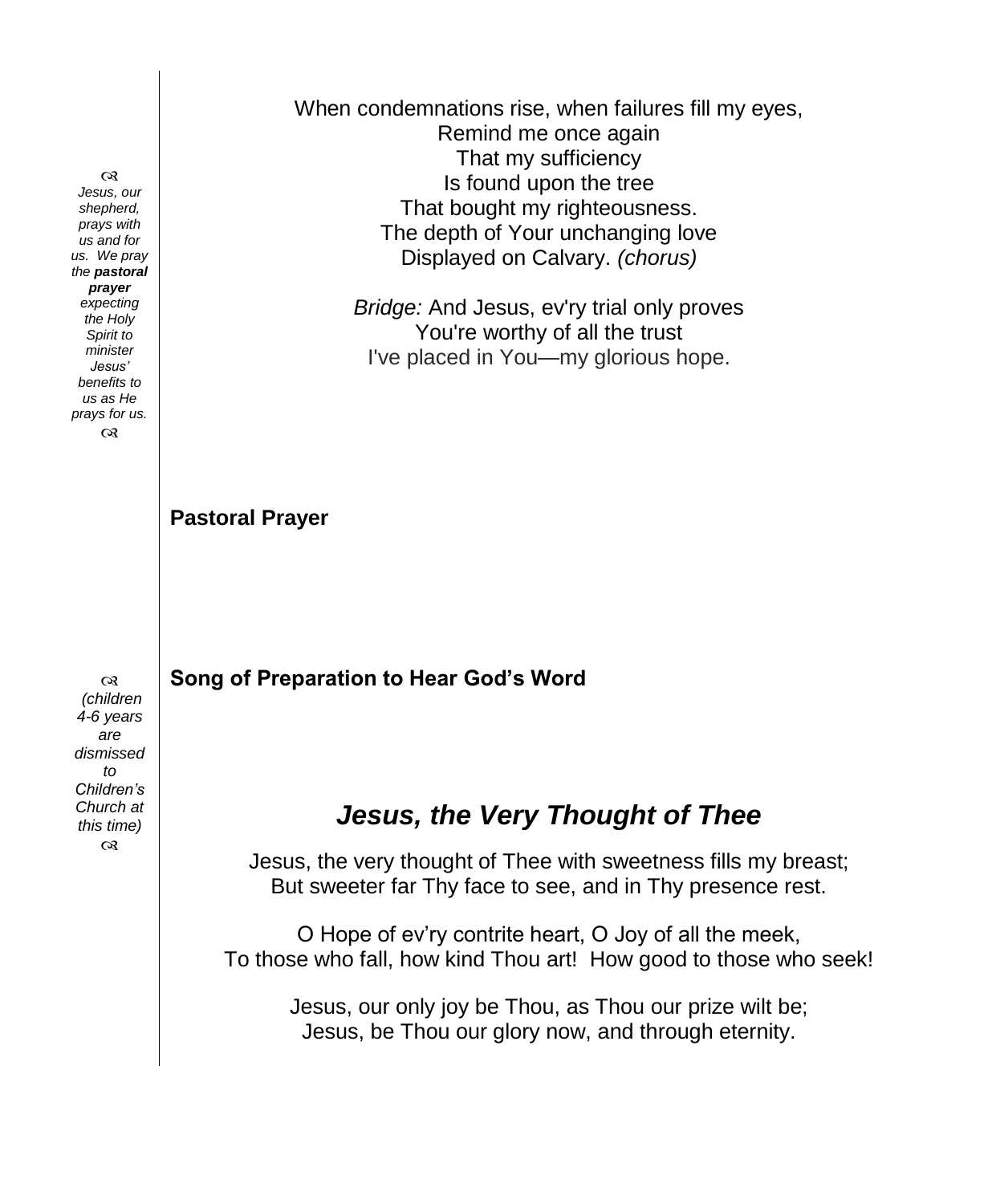When condemnations rise, when failures fill my eyes,
Remind me once again
That my sufficiency
Is found upon the tree
That bought my righteousness.
The depth of Your unchanging love
Displayed on Calvary. *(chorus)*

*Bridge:* And Jesus, ev'ry trial only proves
You're worthy of all the trust
I've placed in You—my glorious hope.

*Jesus, our shepherd, prays with us and for us. We pray the **pastoral prayer** expecting the Holy Spirit to minister Jesus' benefits to us as He prays for us.*

**Pastoral Prayer**

*(children 4-6 years are dismissed to Children's Church at this time)*

**Song of Preparation to Hear God's Word**

## *Jesus, the Very Thought of Thee*

Jesus, the very thought of Thee with sweetness fills my breast;
But sweeter far Thy face to see, and in Thy presence rest.

O Hope of ev'ry contrite heart, O Joy of all the meek,
To those who fall, how kind Thou art! How good to those who seek!

Jesus, our only joy be Thou, as Thou our prize wilt be;
Jesus, be Thou our glory now, and through eternity.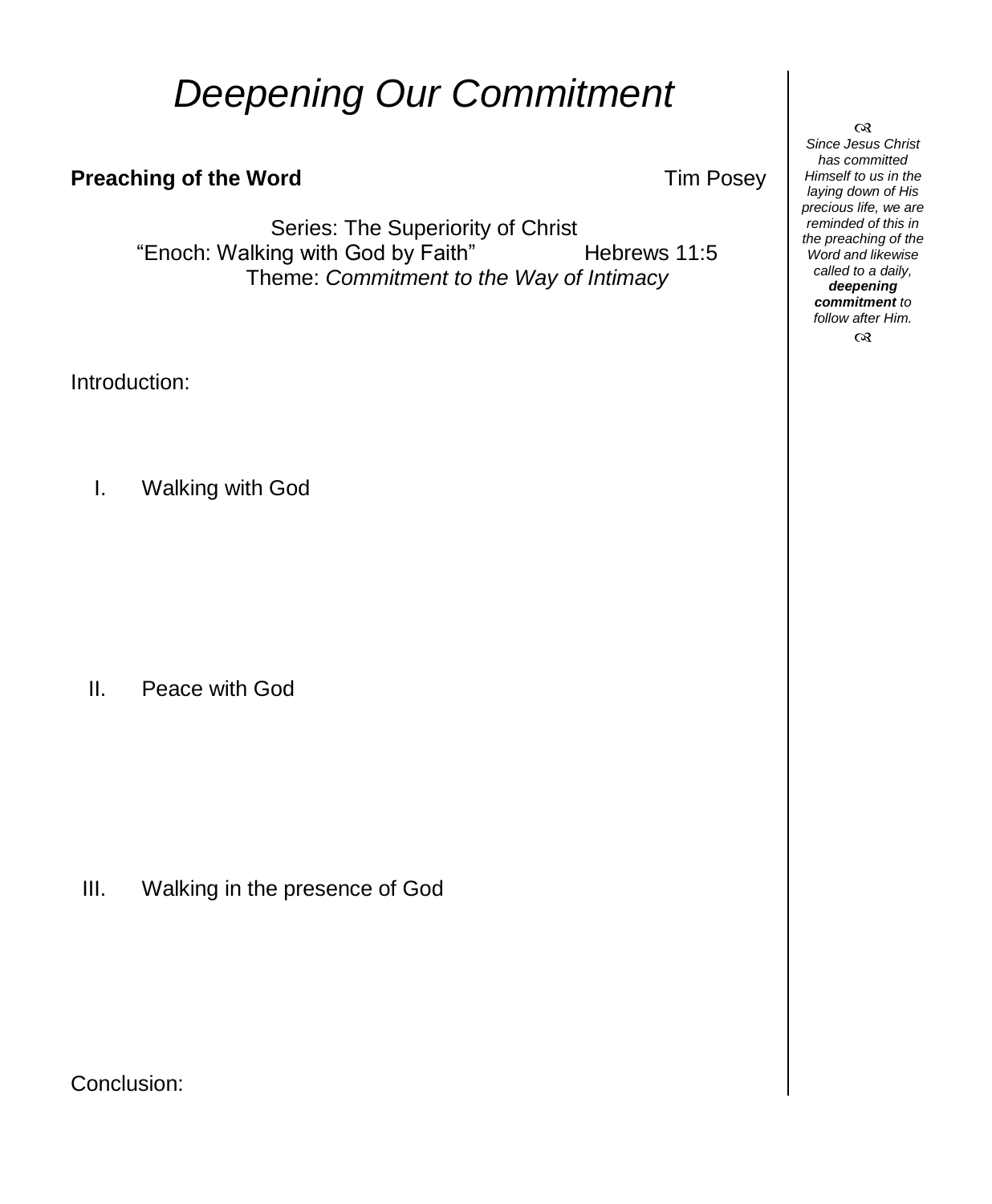# *Deepening Our Commitment*

**Preaching of the Word** Tim Posey

Series: The Superiority of Christ
"Enoch: Walking with God by Faith" Hebrews 11:5
Theme: *Commitment to the Way of Intimacy*

Introduction:

I. Walking with God

II. Peace with God

III. Walking in the presence of God

Conclusion:

☙
*Since Jesus Christ has committed Himself to us in the laying down of His precious life, we are reminded of this in the preaching of the Word and likewise called to a daily,* ***deepening commitment*** *to follow after Him.*
☙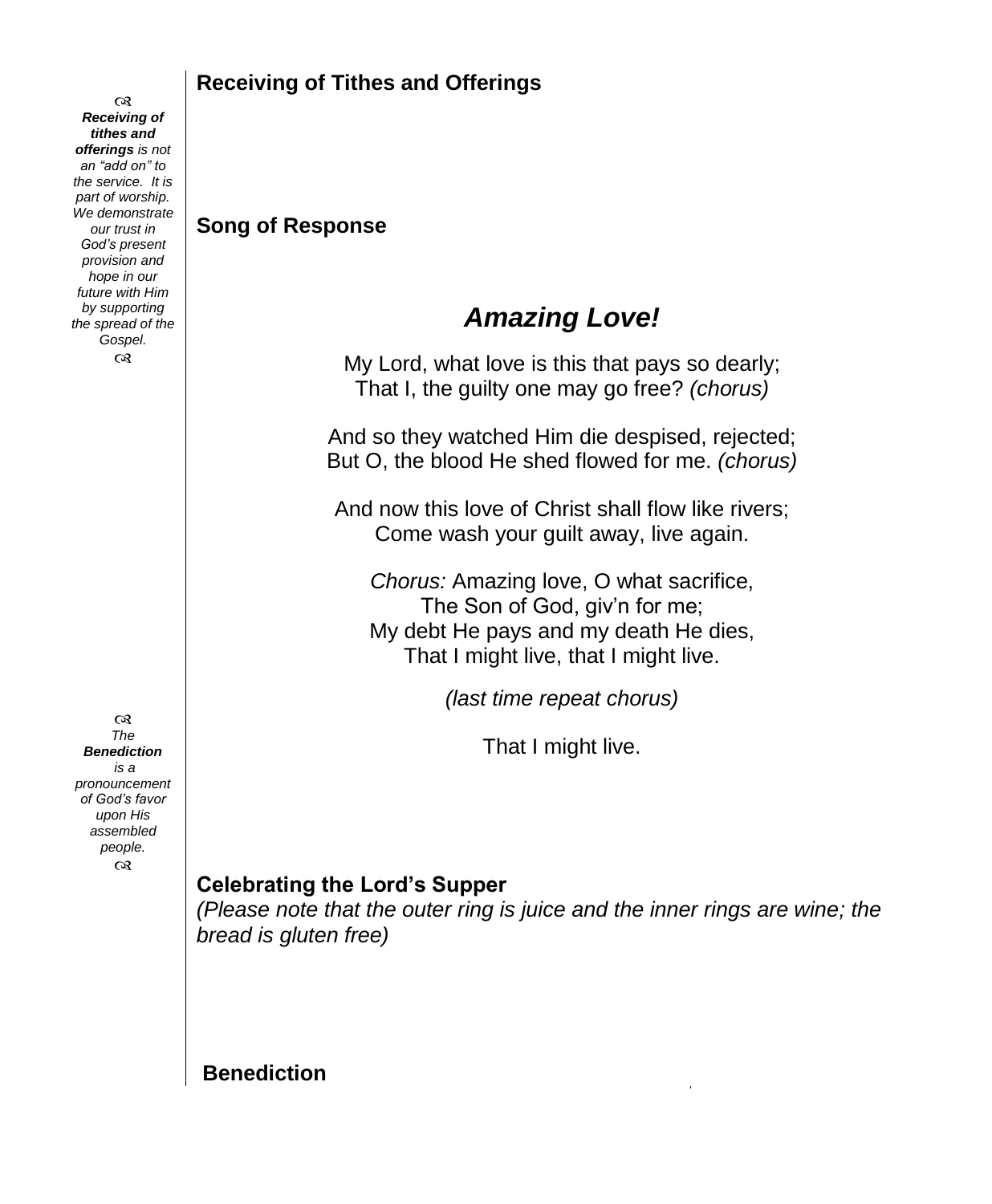**Receiving of Tithes and Offerings**

**Song of Response**

## *Amazing Love!*

My Lord, what love is this that pays so dearly;
That I, the guilty one may go free? *(chorus)*

And so they watched Him die despised, rejected;
But O, the blood He shed flowed for me. *(chorus)*

And now this love of Christ shall flow like rivers;
Come wash your guilt away, live again.

*Chorus:* Amazing love, O what sacrifice,
The Son of God, giv'n for me;
My debt He pays and my death He dies,
That I might live, that I might live.

*(last time repeat chorus)*

That I might live.

**Celebrating the Lord's Supper**
*(Please note that the outer ring is juice and the inner rings are wine; the bread is gluten free)*

**Benediction**

*Receiving of tithes and offerings is not an "add on" to the service. It is part of worship. We demonstrate our trust in God's present provision and hope in our future with Him by supporting the spread of the Gospel.*

*The **Benediction** is a pronouncement of God's favor upon His assembled people.*